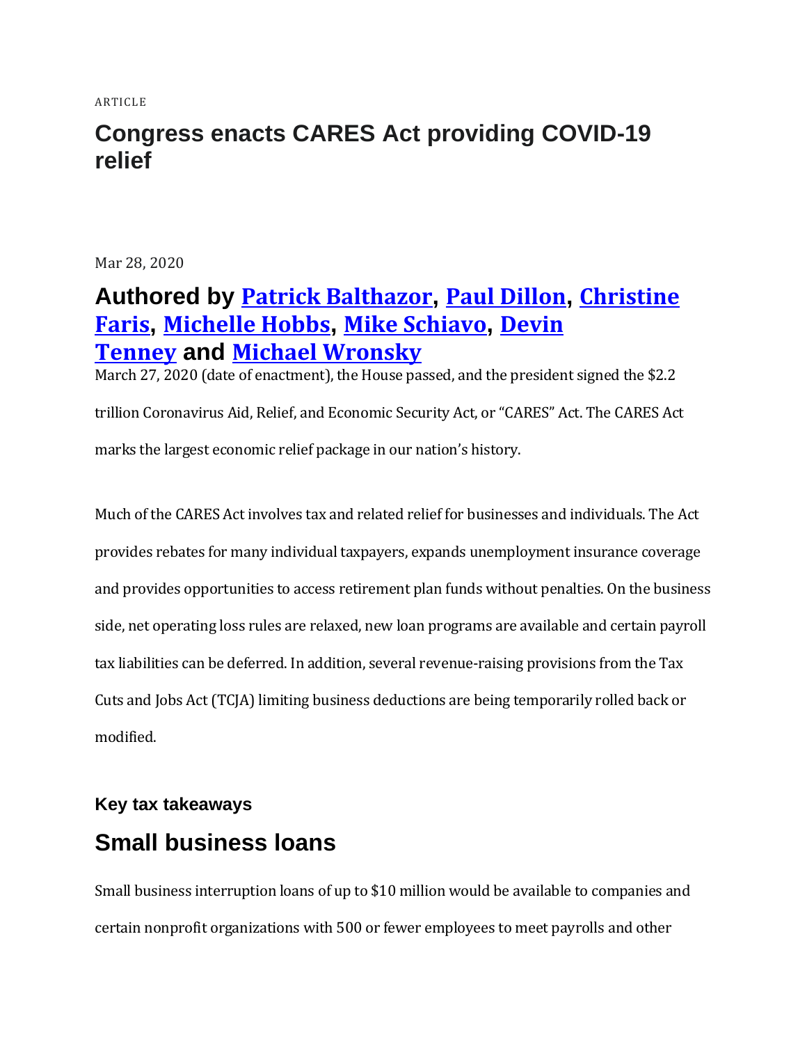ARTICLE

# Congress enacts CARES Act providing COVID-19 relief

Mar 28, 2020

## Authored by Patrick Balthazor, Paul Dillon, Christine Faris, Michelle Hobbs, Mike Schiavo, Devin Tenney and Michael Wronsky

March 27, 2020 (date of enactment), the House passed, and the president signed the $2.2 trillion Coronavirus Aid, Relief, and Economic Security Act, or "CARES" Act. The CARES Act marks the largest economic relief package in our nation's history.

Much of the CARES Act involves tax and related relief for businesses and individuals. The Act provides rebates for many individual taxpayers, expands unemployment insurance coverage and provides opportunities to access retirement plan funds without penalties. On the business side, net operating loss rules are relaxed, new loan programs are available and certain payroll tax liabilities can be deferred. In addition, several revenue-raising provisions from the Tax Cuts and Jobs Act (TCJA) limiting business deductions are being temporarily rolled back or modified.

### Key tax takeaways

## Small business loans

Small business interruption loans of up to $10 million would be available to companies and certain nonprofit organizations with 500 or fewer employees to meet payrolls and other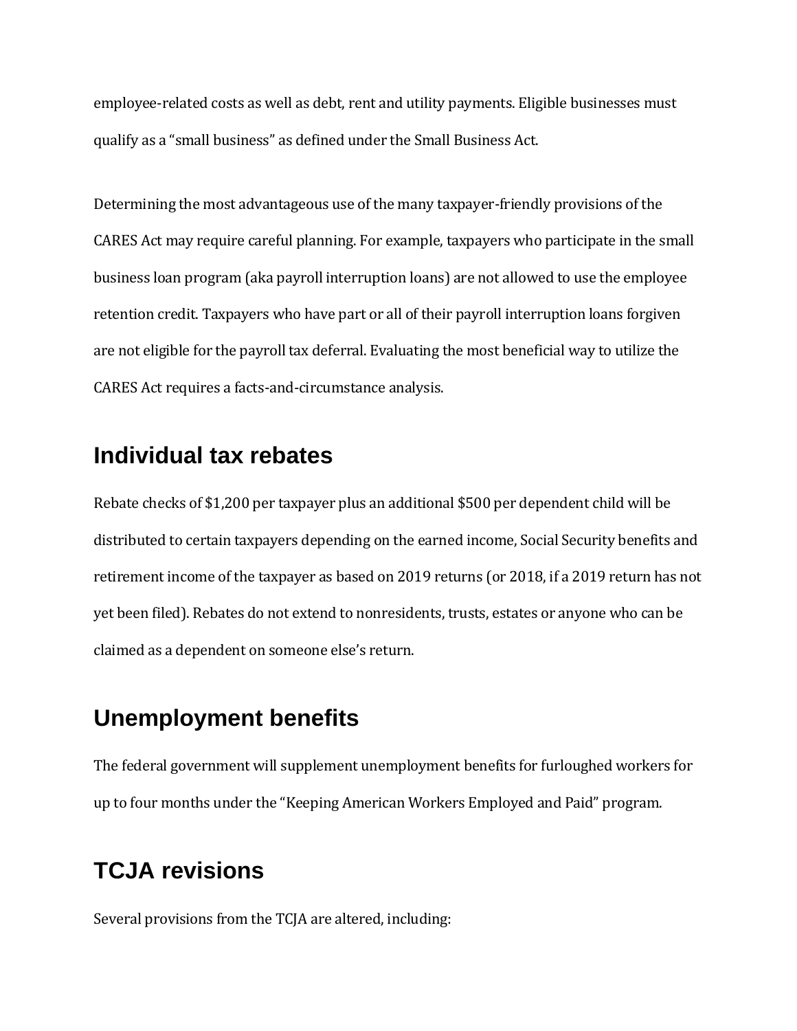employee-related costs as well as debt, rent and utility payments. Eligible businesses must qualify as a "small business" as defined under the Small Business Act.

Determining the most advantageous use of the many taxpayer-friendly provisions of the CARES Act may require careful planning. For example, taxpayers who participate in the small business loan program (aka payroll interruption loans) are not allowed to use the employee retention credit. Taxpayers who have part or all of their payroll interruption loans forgiven are not eligible for the payroll tax deferral. Evaluating the most beneficial way to utilize the CARES Act requires a facts-and-circumstance analysis.

## Individual tax rebates

Rebate checks of $1,200 per taxpayer plus an additional $500 per dependent child will be distributed to certain taxpayers depending on the earned income, Social Security benefits and retirement income of the taxpayer as based on 2019 returns (or 2018, if a 2019 return has not yet been filed). Rebates do not extend to nonresidents, trusts, estates or anyone who can be claimed as a dependent on someone else's return.

## Unemployment benefits

The federal government will supplement unemployment benefits for furloughed workers for up to four months under the "Keeping American Workers Employed and Paid" program.

## TCJA revisions

Several provisions from the TCJA are altered, including: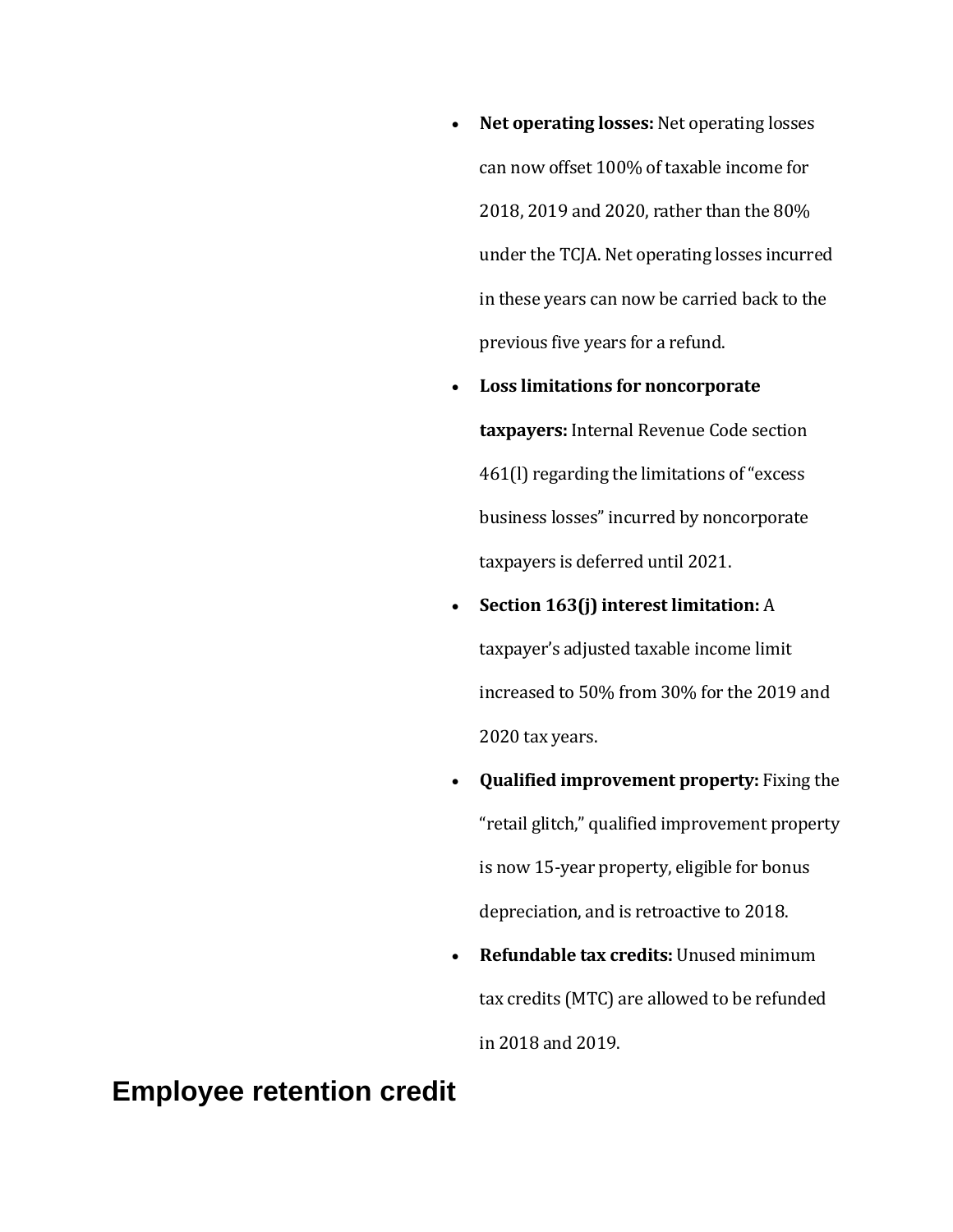- **Net operating losses:** Net operating losses can now offset 100% of taxable income for 2018, 2019 and 2020, rather than the 80% under the TCJA. Net operating losses incurred in these years can now be carried back to the previous five years for a refund.
- **Loss limitations for noncorporate taxpayers:** Internal Revenue Code section 461(l) regarding the limitations of "excess business losses" incurred by noncorporate taxpayers is deferred until 2021.
- **Section 163(j) interest limitation:** A taxpayer's adjusted taxable income limit increased to 50% from 30% for the 2019 and 2020 tax years.
- **Qualified improvement property:** Fixing the "retail glitch," qualified improvement property is now 15-year property, eligible for bonus depreciation, and is retroactive to 2018.
- **Refundable tax credits:** Unused minimum tax credits (MTC) are allowed to be refunded in 2018 and 2019.

## Employee retention credit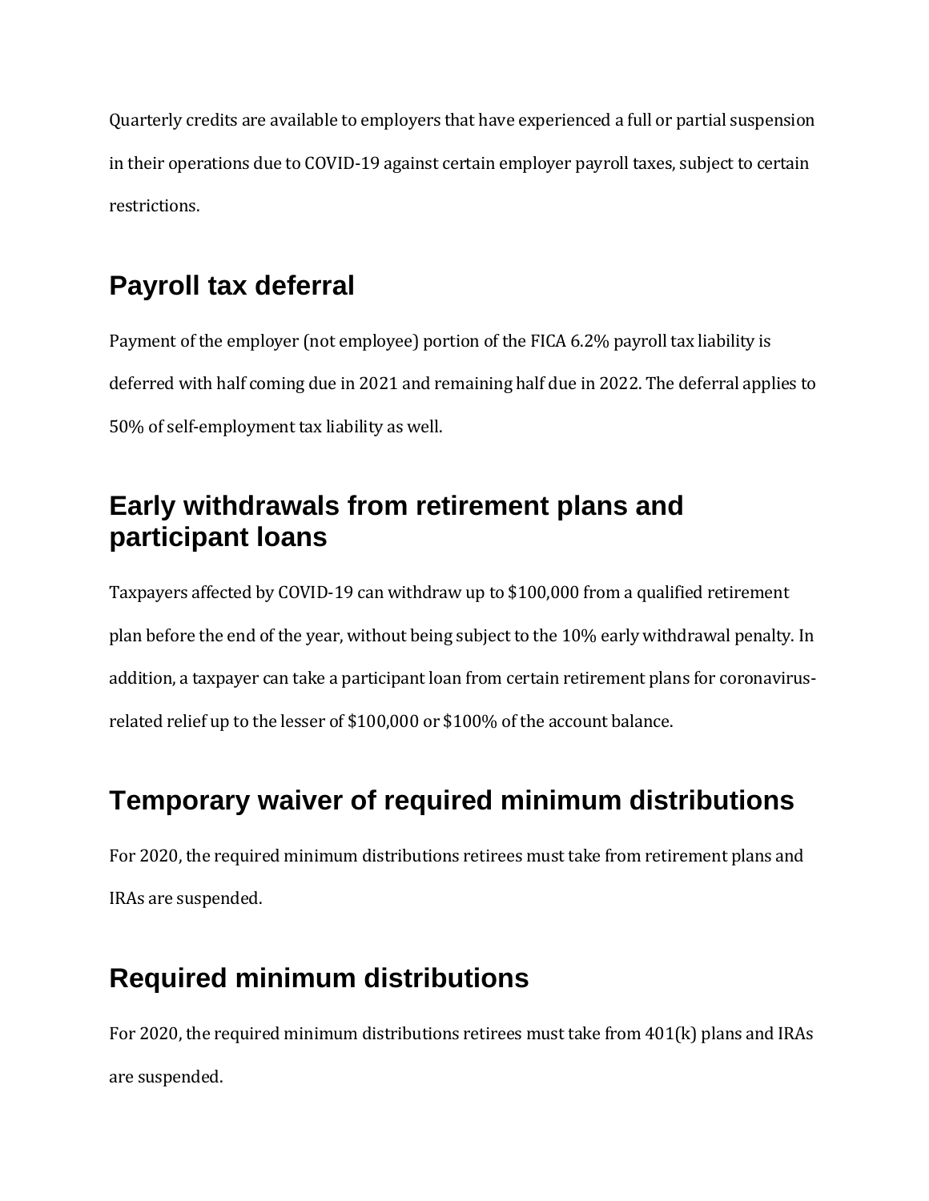Quarterly credits are available to employers that have experienced a full or partial suspension in their operations due to COVID-19 against certain employer payroll taxes, subject to certain restrictions.

## Payroll tax deferral

Payment of the employer (not employee) portion of the FICA 6.2% payroll tax liability is deferred with half coming due in 2021 and remaining half due in 2022. The deferral applies to 50% of self-employment tax liability as well.

## Early withdrawals from retirement plans and participant loans

Taxpayers affected by COVID-19 can withdraw up to $100,000 from a qualified retirement plan before the end of the year, without being subject to the 10% early withdrawal penalty. In addition, a taxpayer can take a participant loan from certain retirement plans for coronavirus-related relief up to the lesser of $100,000 or $100% of the account balance.

## Temporary waiver of required minimum distributions

For 2020, the required minimum distributions retirees must take from retirement plans and IRAs are suspended.

## Required minimum distributions

For 2020, the required minimum distributions retirees must take from 401(k) plans and IRAs are suspended.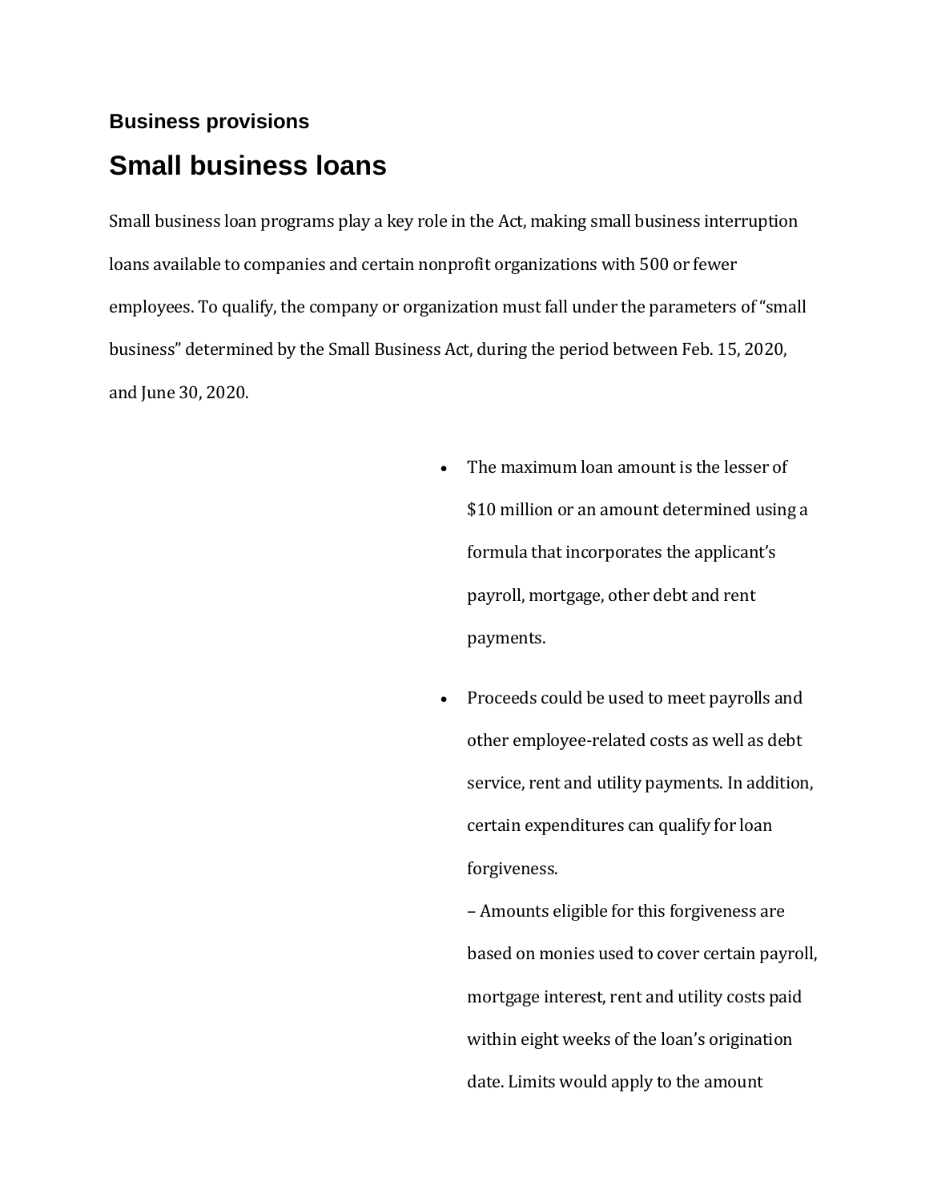### Business provisions

## Small business loans

Small business loan programs play a key role in the Act, making small business interruption loans available to companies and certain nonprofit organizations with 500 or fewer employees. To qualify, the company or organization must fall under the parameters of "small business" determined by the Small Business Act, during the period between Feb. 15, 2020, and June 30, 2020.

- The maximum loan amount is the lesser of $10 million or an amount determined using a formula that incorporates the applicant's payroll, mortgage, other debt and rent payments.
- Proceeds could be used to meet payrolls and other employee-related costs as well as debt service, rent and utility payments. In addition, certain expenditures can qualify for loan forgiveness.
  – Amounts eligible for this forgiveness are based on monies used to cover certain payroll, mortgage interest, rent and utility costs paid within eight weeks of the loan's origination date. Limits would apply to the amount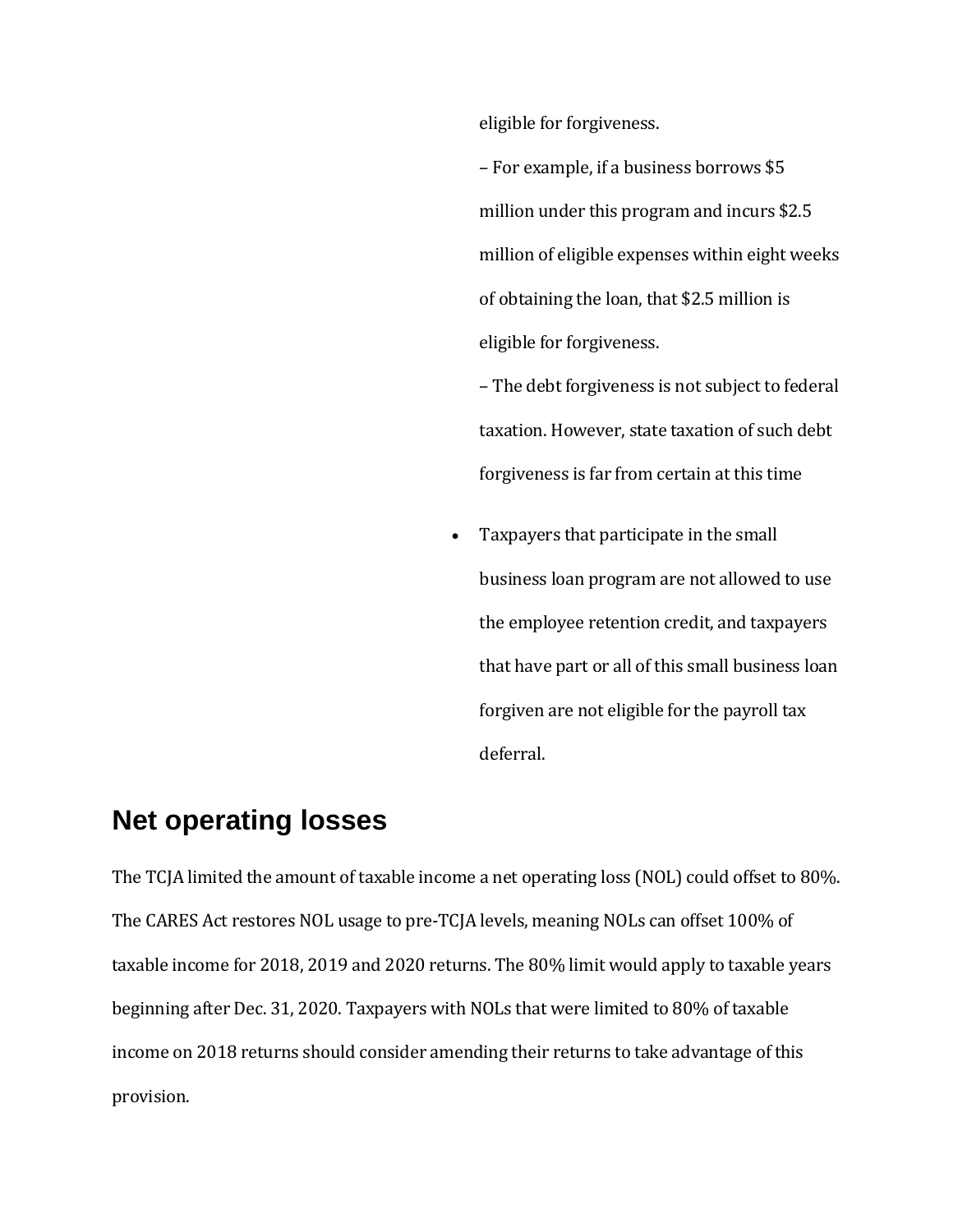eligible for forgiveness.

– For example, if a business borrows $5 million under this program and incurs $2.5 million of eligible expenses within eight weeks of obtaining the loan, that $2.5 million is eligible for forgiveness.

– The debt forgiveness is not subject to federal taxation. However, state taxation of such debt forgiveness is far from certain at this time

- Taxpayers that participate in the small business loan program are not allowed to use the employee retention credit, and taxpayers that have part or all of this small business loan forgiven are not eligible for the payroll tax deferral.

## Net operating losses

The TCJA limited the amount of taxable income a net operating loss (NOL) could offset to 80%. The CARES Act restores NOL usage to pre-TCJA levels, meaning NOLs can offset 100% of taxable income for 2018, 2019 and 2020 returns. The 80% limit would apply to taxable years beginning after Dec. 31, 2020. Taxpayers with NOLs that were limited to 80% of taxable income on 2018 returns should consider amending their returns to take advantage of this provision.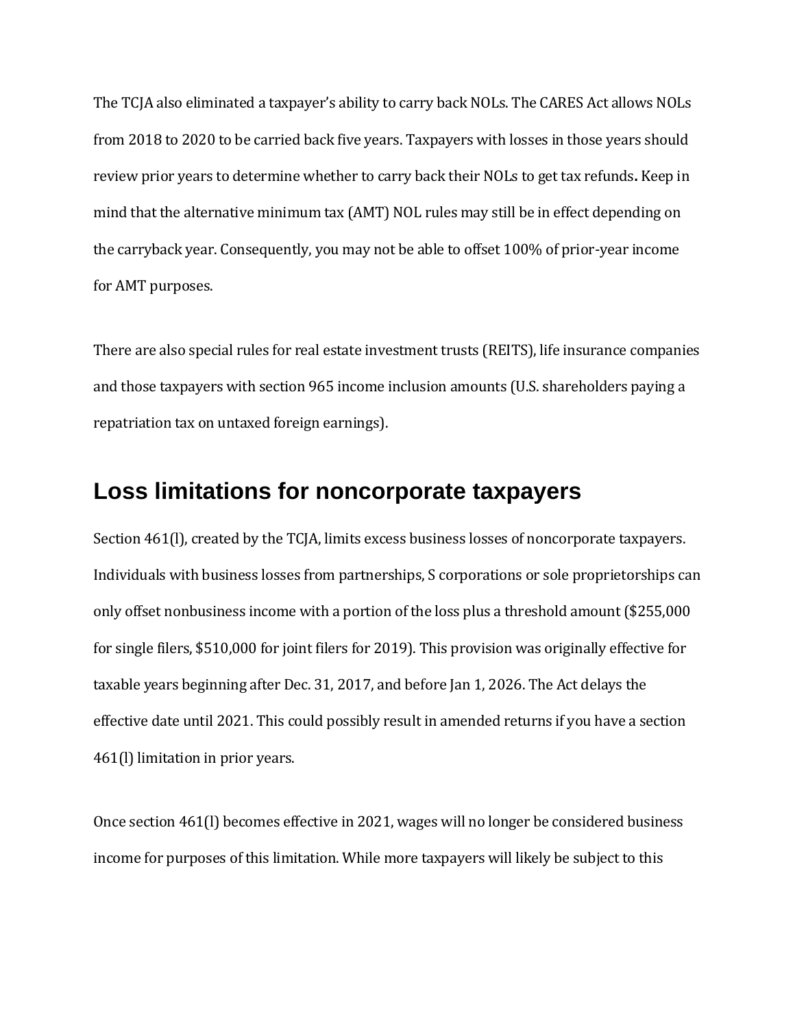The TCJA also eliminated a taxpayer's ability to carry back NOLs. The CARES Act allows NOLs from 2018 to 2020 to be carried back five years. Taxpayers with losses in those years should review prior years to determine whether to carry back their NOLs to get tax refunds**.** Keep in mind that the alternative minimum tax (AMT) NOL rules may still be in effect depending on the carryback year. Consequently, you may not be able to offset 100% of prior-year income for AMT purposes.

There are also special rules for real estate investment trusts (REITS), life insurance companies and those taxpayers with section 965 income inclusion amounts (U.S. shareholders paying a repatriation tax on untaxed foreign earnings).

## Loss limitations for noncorporate taxpayers

Section 461(l), created by the TCJA, limits excess business losses of noncorporate taxpayers. Individuals with business losses from partnerships, S corporations or sole proprietorships can only offset nonbusiness income with a portion of the loss plus a threshold amount ($255,000 for single filers, $510,000 for joint filers for 2019). This provision was originally effective for taxable years beginning after Dec. 31, 2017, and before Jan 1, 2026. The Act delays the effective date until 2021. This could possibly result in amended returns if you have a section 461(l) limitation in prior years.

Once section 461(l) becomes effective in 2021, wages will no longer be considered business income for purposes of this limitation. While more taxpayers will likely be subject to this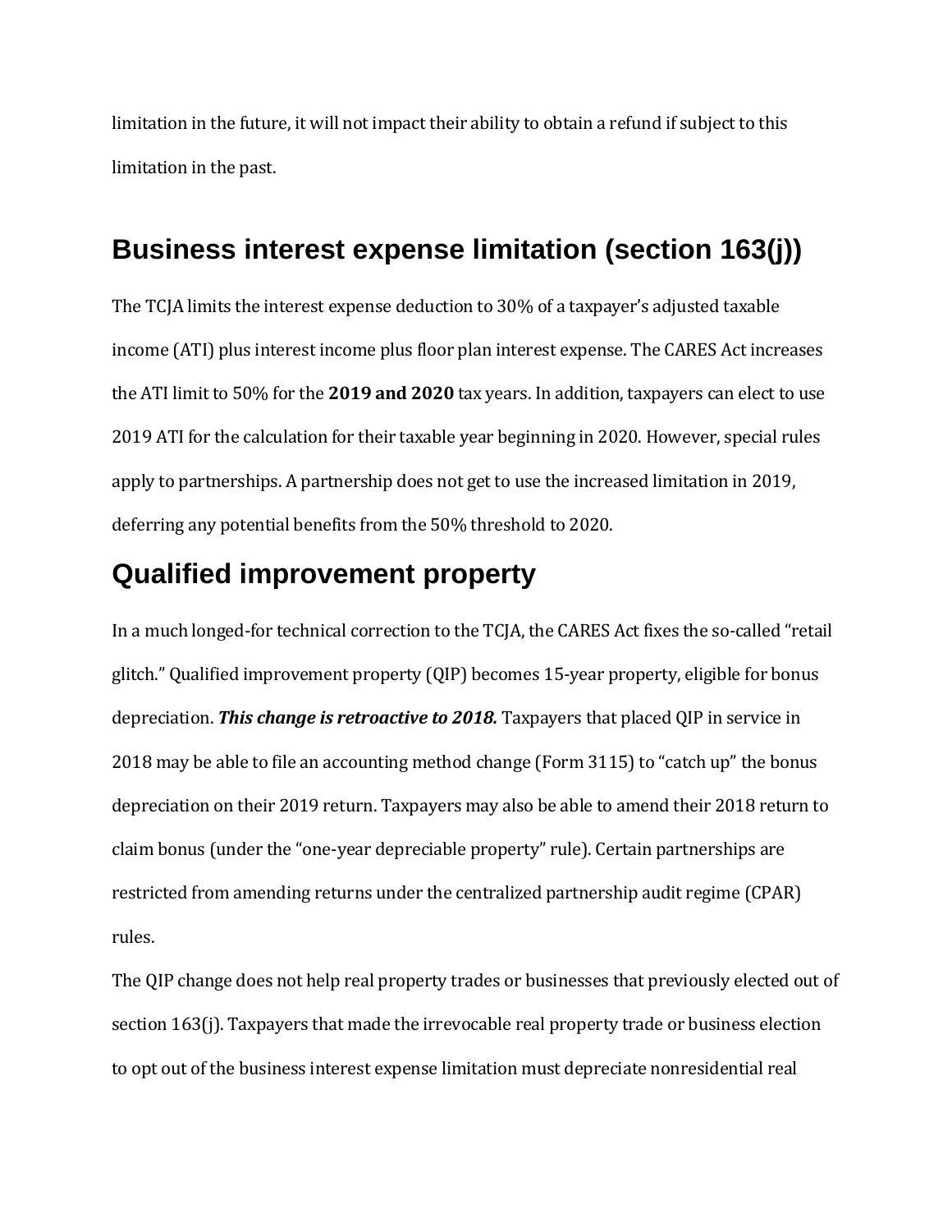limitation in the future, it will not impact their ability to obtain a refund if subject to this limitation in the past.

## Business interest expense limitation (section 163(j))

The TCJA limits the interest expense deduction to 30% of a taxpayer's adjusted taxable income (ATI) plus interest income plus floor plan interest expense. The CARES Act increases the ATI limit to 50% for the **2019 and 2020** tax years. In addition, taxpayers can elect to use 2019 ATI for the calculation for their taxable year beginning in 2020. However, special rules apply to partnerships. A partnership does not get to use the increased limitation in 2019, deferring any potential benefits from the 50% threshold to 2020.

## Qualified improvement property

In a much longed-for technical correction to the TCJA, the CARES Act fixes the so-called "retail glitch." Qualified improvement property (QIP) becomes 15-year property, eligible for bonus depreciation. ***This change is retroactive to 2018.*** Taxpayers that placed QIP in service in 2018 may be able to file an accounting method change (Form 3115) to "catch up" the bonus depreciation on their 2019 return. Taxpayers may also be able to amend their 2018 return to claim bonus (under the "one-year depreciable property" rule). Certain partnerships are restricted from amending returns under the centralized partnership audit regime (CPAR) rules.

The QIP change does not help real property trades or businesses that previously elected out of section 163(j). Taxpayers that made the irrevocable real property trade or business election to opt out of the business interest expense limitation must depreciate nonresidential real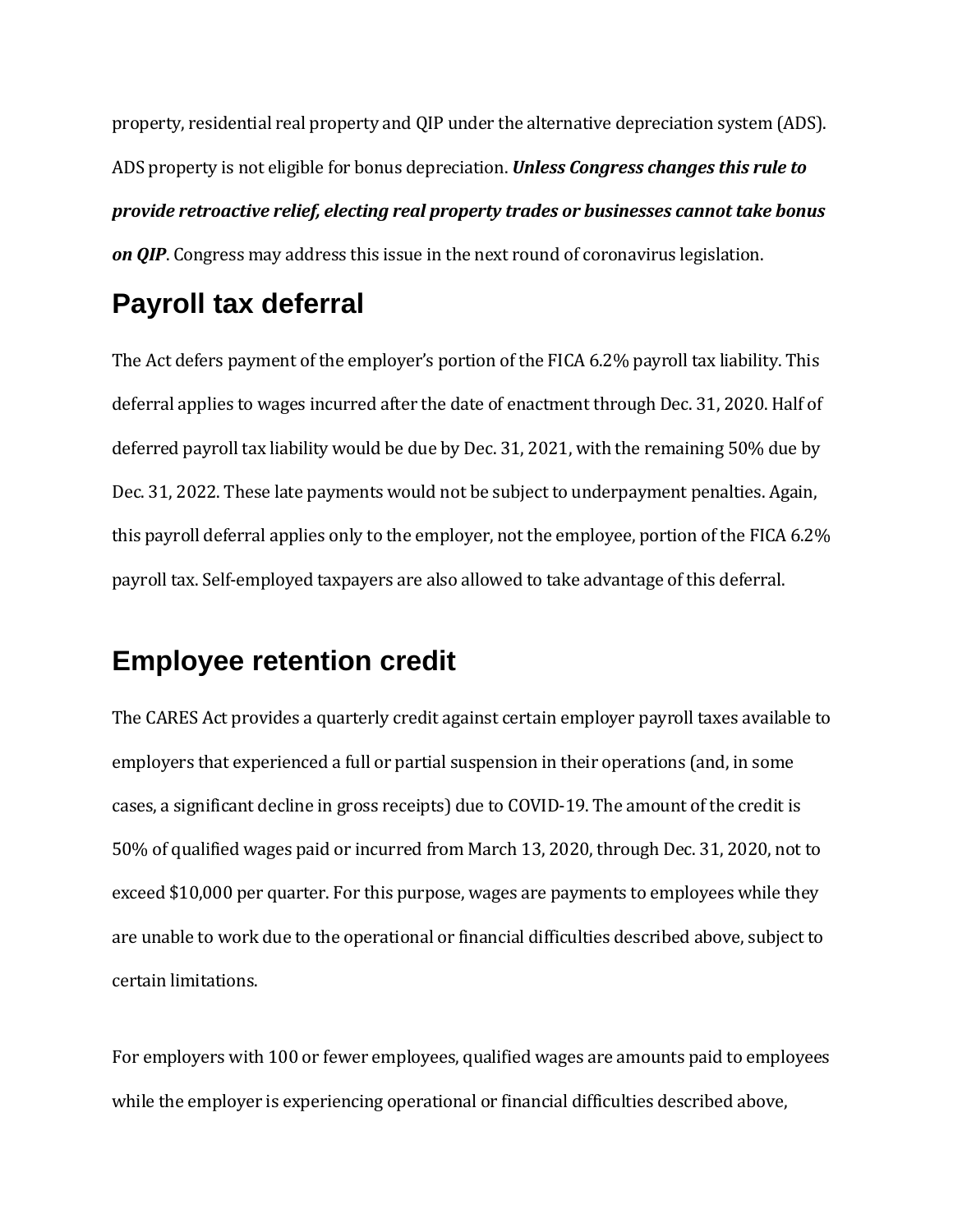property, residential real property and QIP under the alternative depreciation system (ADS). ADS property is not eligible for bonus depreciation. ***Unless Congress changes this rule to provide retroactive relief, electing real property trades or businesses cannot take bonus on QIP***. Congress may address this issue in the next round of coronavirus legislation.

## Payroll tax deferral

The Act defers payment of the employer's portion of the FICA 6.2% payroll tax liability. This deferral applies to wages incurred after the date of enactment through Dec. 31, 2020. Half of deferred payroll tax liability would be due by Dec. 31, 2021, with the remaining 50% due by Dec. 31, 2022. These late payments would not be subject to underpayment penalties. Again, this payroll deferral applies only to the employer, not the employee, portion of the FICA 6.2% payroll tax. Self-employed taxpayers are also allowed to take advantage of this deferral.

## Employee retention credit

The CARES Act provides a quarterly credit against certain employer payroll taxes available to employers that experienced a full or partial suspension in their operations (and, in some cases, a significant decline in gross receipts) due to COVID-19. The amount of the credit is 50% of qualified wages paid or incurred from March 13, 2020, through Dec. 31, 2020, not to exceed $10,000 per quarter. For this purpose, wages are payments to employees while they are unable to work due to the operational or financial difficulties described above, subject to certain limitations.

For employers with 100 or fewer employees, qualified wages are amounts paid to employees while the employer is experiencing operational or financial difficulties described above,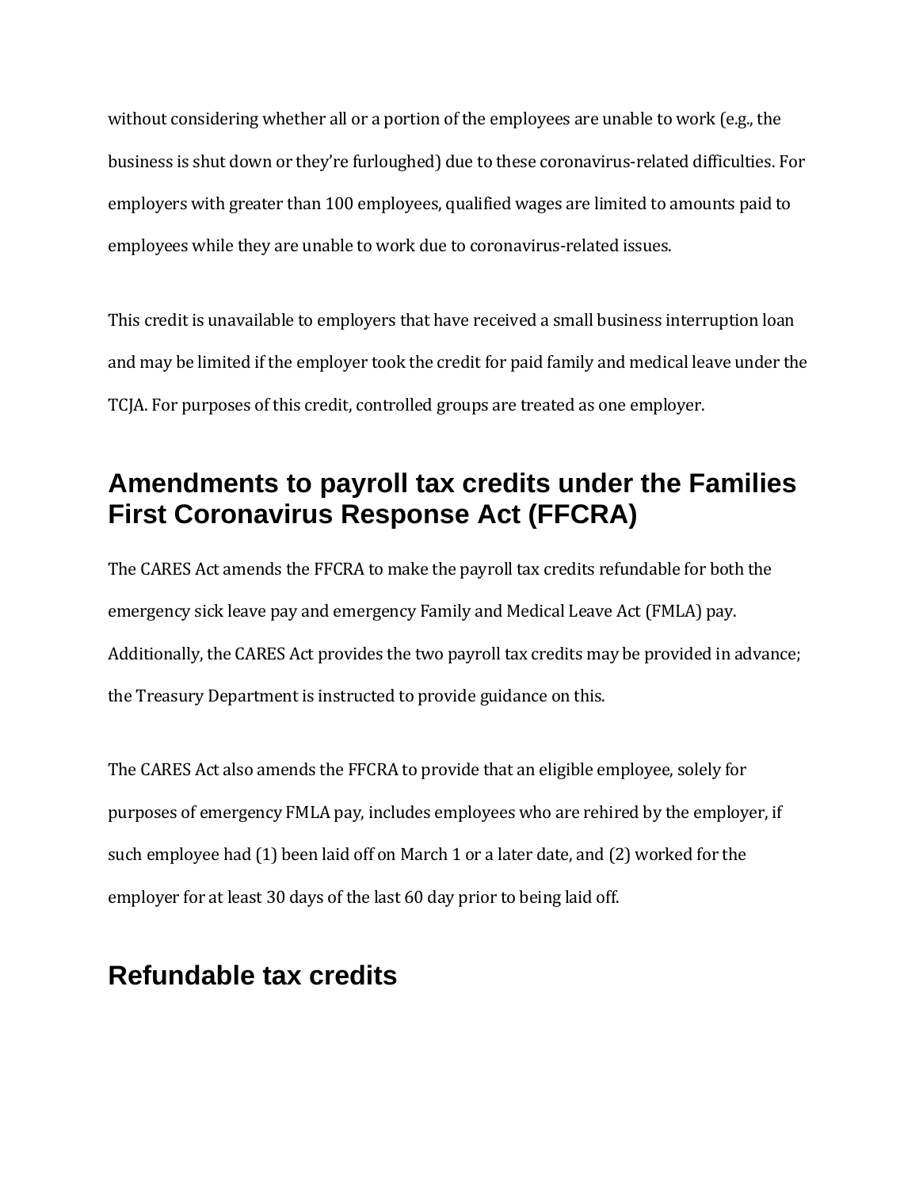without considering whether all or a portion of the employees are unable to work (e.g., the business is shut down or they're furloughed) due to these coronavirus-related difficulties. For employers with greater than 100 employees, qualified wages are limited to amounts paid to employees while they are unable to work due to coronavirus-related issues.

This credit is unavailable to employers that have received a small business interruption loan and may be limited if the employer took the credit for paid family and medical leave under the TCJA. For purposes of this credit, controlled groups are treated as one employer.

## Amendments to payroll tax credits under the Families First Coronavirus Response Act (FFCRA)

The CARES Act amends the FFCRA to make the payroll tax credits refundable for both the emergency sick leave pay and emergency Family and Medical Leave Act (FMLA) pay. Additionally, the CARES Act provides the two payroll tax credits may be provided in advance; the Treasury Department is instructed to provide guidance on this.

The CARES Act also amends the FFCRA to provide that an eligible employee, solely for purposes of emergency FMLA pay, includes employees who are rehired by the employer, if such employee had (1) been laid off on March 1 or a later date, and (2) worked for the employer for at least 30 days of the last 60 day prior to being laid off.

## Refundable tax credits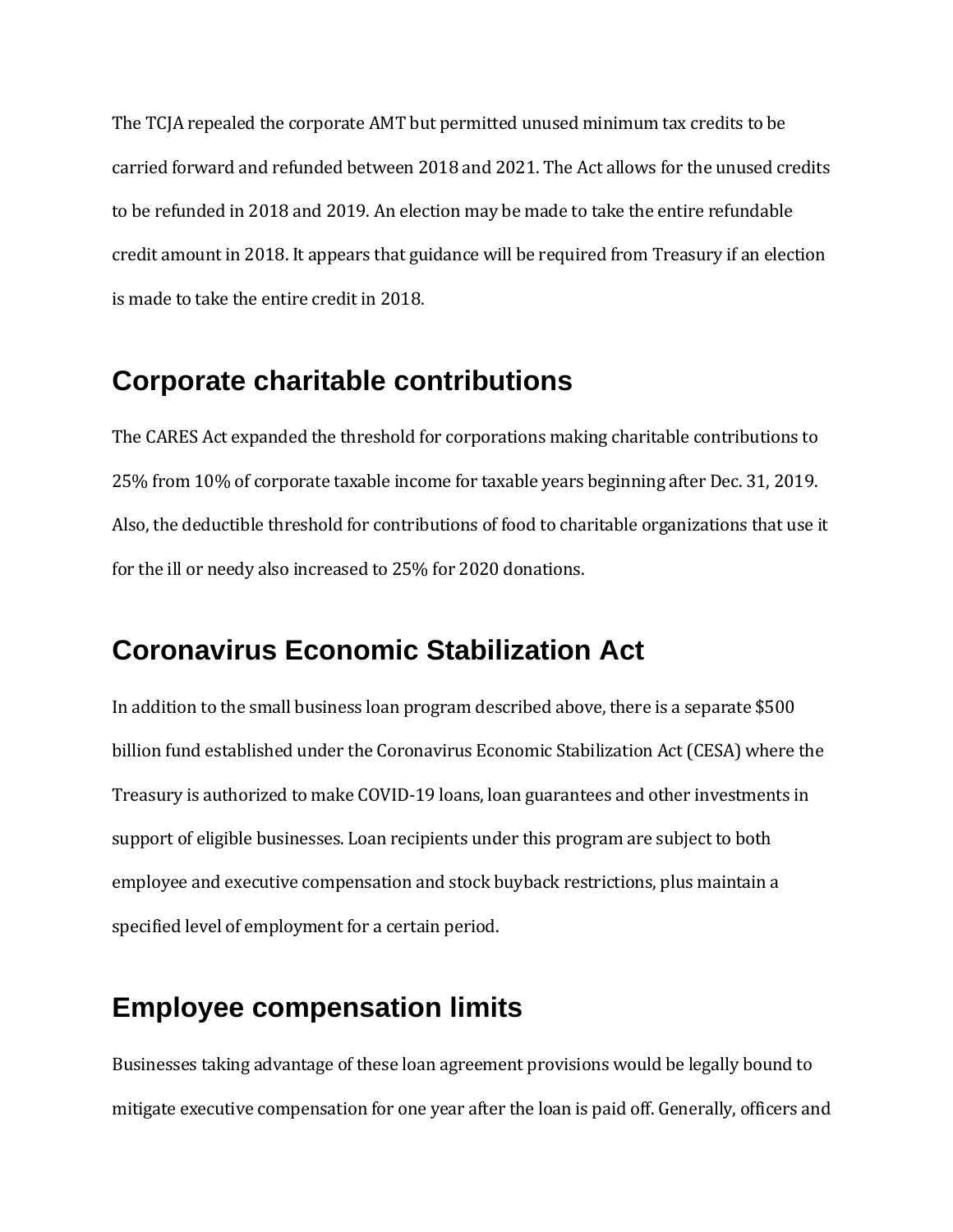The TCJA repealed the corporate AMT but permitted unused minimum tax credits to be carried forward and refunded between 2018 and 2021. The Act allows for the unused credits to be refunded in 2018 and 2019. An election may be made to take the entire refundable credit amount in 2018. It appears that guidance will be required from Treasury if an election is made to take the entire credit in 2018.

## Corporate charitable contributions

The CARES Act expanded the threshold for corporations making charitable contributions to 25% from 10% of corporate taxable income for taxable years beginning after Dec. 31, 2019. Also, the deductible threshold for contributions of food to charitable organizations that use it for the ill or needy also increased to 25% for 2020 donations.

## Coronavirus Economic Stabilization Act

In addition to the small business loan program described above, there is a separate $500 billion fund established under the Coronavirus Economic Stabilization Act (CESA) where the Treasury is authorized to make COVID-19 loans, loan guarantees and other investments in support of eligible businesses. Loan recipients under this program are subject to both employee and executive compensation and stock buyback restrictions, plus maintain a specified level of employment for a certain period.

## Employee compensation limits

Businesses taking advantage of these loan agreement provisions would be legally bound to mitigate executive compensation for one year after the loan is paid off. Generally, officers and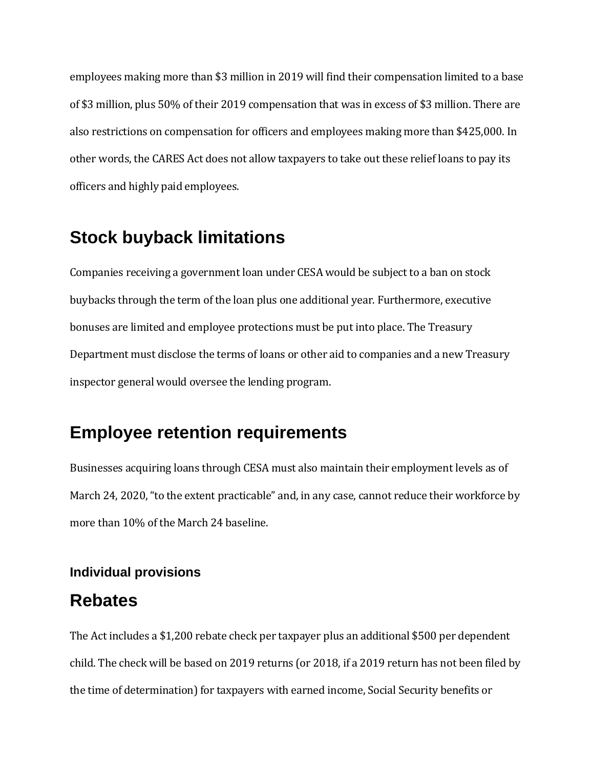employees making more than $3 million in 2019 will find their compensation limited to a base of $3 million, plus 50% of their 2019 compensation that was in excess of $3 million. There are also restrictions on compensation for officers and employees making more than $425,000. In other words, the CARES Act does not allow taxpayers to take out these relief loans to pay its officers and highly paid employees.

## Stock buyback limitations

Companies receiving a government loan under CESA would be subject to a ban on stock buybacks through the term of the loan plus one additional year. Furthermore, executive bonuses are limited and employee protections must be put into place. The Treasury Department must disclose the terms of loans or other aid to companies and a new Treasury inspector general would oversee the lending program.

## Employee retention requirements

Businesses acquiring loans through CESA must also maintain their employment levels as of March 24, 2020, "to the extent practicable" and, in any case, cannot reduce their workforce by more than 10% of the March 24 baseline.

### Individual provisions

## Rebates

The Act includes a $1,200 rebate check per taxpayer plus an additional $500 per dependent child. The check will be based on 2019 returns (or 2018, if a 2019 return has not been filed by the time of determination) for taxpayers with earned income, Social Security benefits or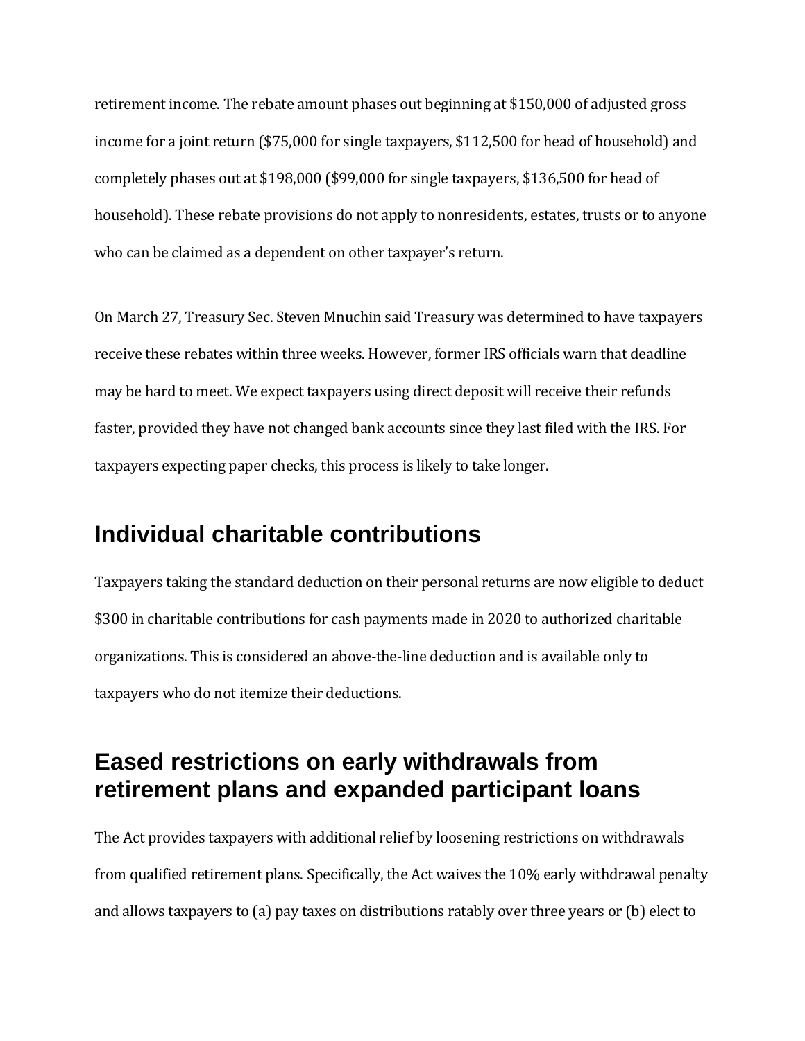retirement income. The rebate amount phases out beginning at $150,000 of adjusted gross income for a joint return ($75,000 for single taxpayers, $112,500 for head of household) and completely phases out at $198,000 ($99,000 for single taxpayers, $136,500 for head of household). These rebate provisions do not apply to nonresidents, estates, trusts or to anyone who can be claimed as a dependent on other taxpayer's return.

On March 27, Treasury Sec. Steven Mnuchin said Treasury was determined to have taxpayers receive these rebates within three weeks. However, former IRS officials warn that deadline may be hard to meet. We expect taxpayers using direct deposit will receive their refunds faster, provided they have not changed bank accounts since they last filed with the IRS. For taxpayers expecting paper checks, this process is likely to take longer.

## Individual charitable contributions

Taxpayers taking the standard deduction on their personal returns are now eligible to deduct $300 in charitable contributions for cash payments made in 2020 to authorized charitable organizations. This is considered an above-the-line deduction and is available only to taxpayers who do not itemize their deductions.

## Eased restrictions on early withdrawals from retirement plans and expanded participant loans

The Act provides taxpayers with additional relief by loosening restrictions on withdrawals from qualified retirement plans. Specifically, the Act waives the 10% early withdrawal penalty and allows taxpayers to (a) pay taxes on distributions ratably over three years or (b) elect to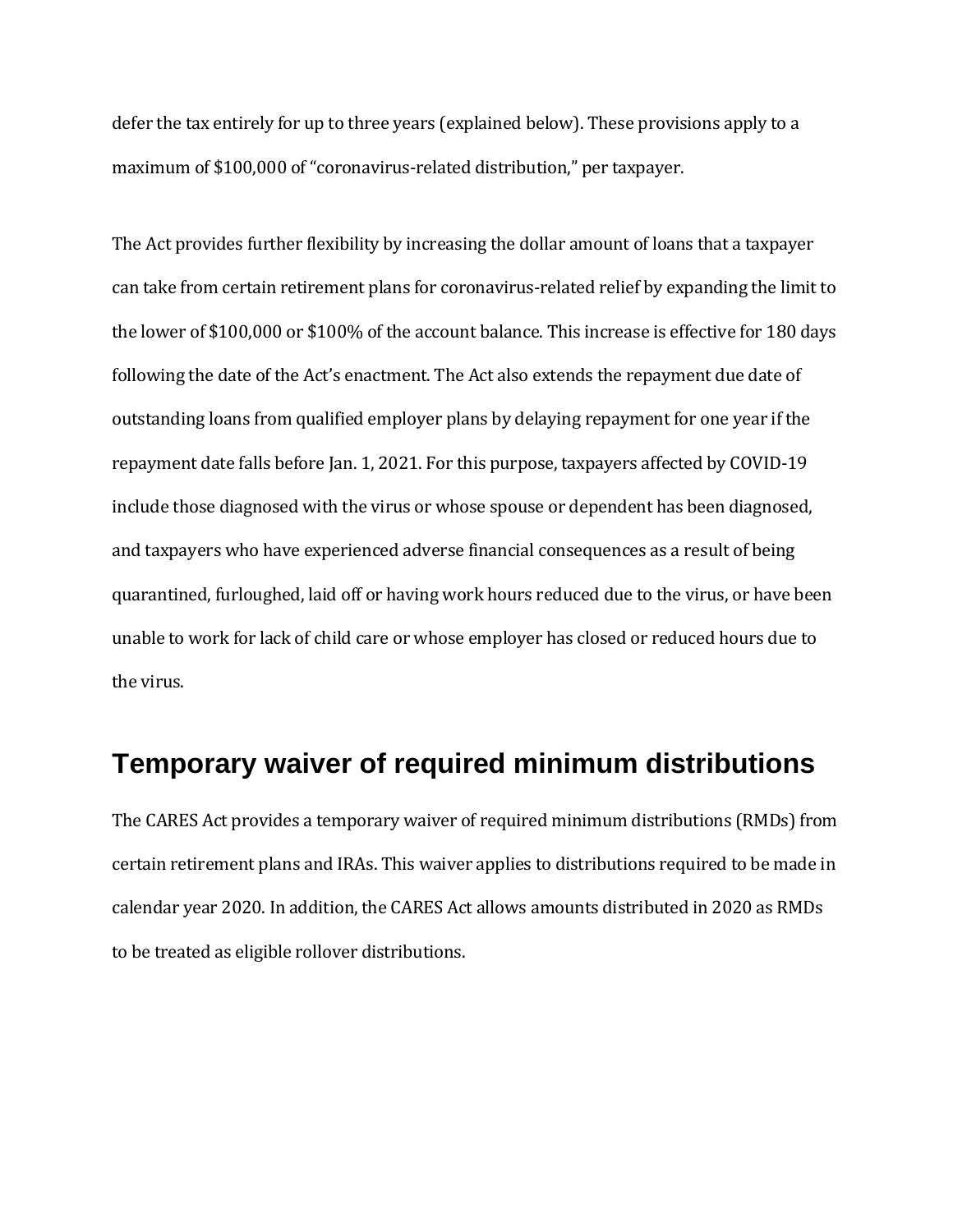defer the tax entirely for up to three years (explained below). These provisions apply to a maximum of $100,000 of "coronavirus-related distribution," per taxpayer.

The Act provides further flexibility by increasing the dollar amount of loans that a taxpayer can take from certain retirement plans for coronavirus-related relief by expanding the limit to the lower of $100,000 or $100% of the account balance. This increase is effective for 180 days following the date of the Act's enactment. The Act also extends the repayment due date of outstanding loans from qualified employer plans by delaying repayment for one year if the repayment date falls before Jan. 1, 2021. For this purpose, taxpayers affected by COVID-19 include those diagnosed with the virus or whose spouse or dependent has been diagnosed, and taxpayers who have experienced adverse financial consequences as a result of being quarantined, furloughed, laid off or having work hours reduced due to the virus, or have been unable to work for lack of child care or whose employer has closed or reduced hours due to the virus.

## Temporary waiver of required minimum distributions

The CARES Act provides a temporary waiver of required minimum distributions (RMDs) from certain retirement plans and IRAs. This waiver applies to distributions required to be made in calendar year 2020. In addition, the CARES Act allows amounts distributed in 2020 as RMDs to be treated as eligible rollover distributions.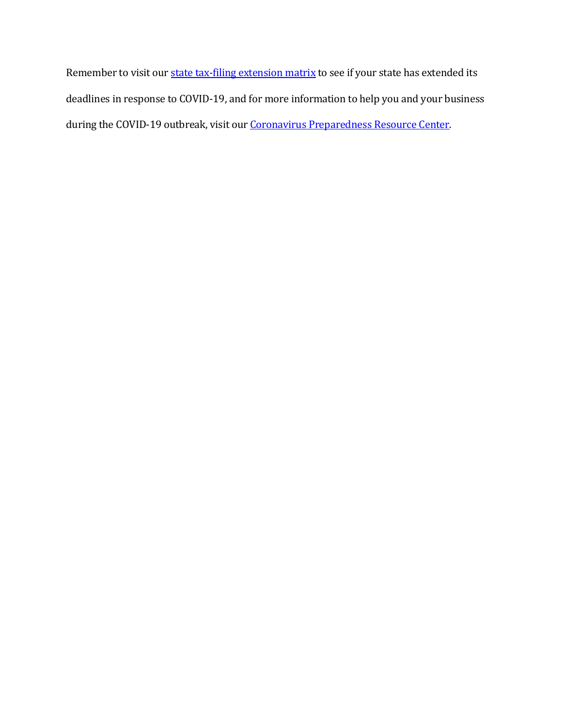Remember to visit our state tax-filing extension matrix to see if your state has extended its deadlines in response to COVID-19, and for more information to help you and your business during the COVID-19 outbreak, visit our Coronavirus Preparedness Resource Center.